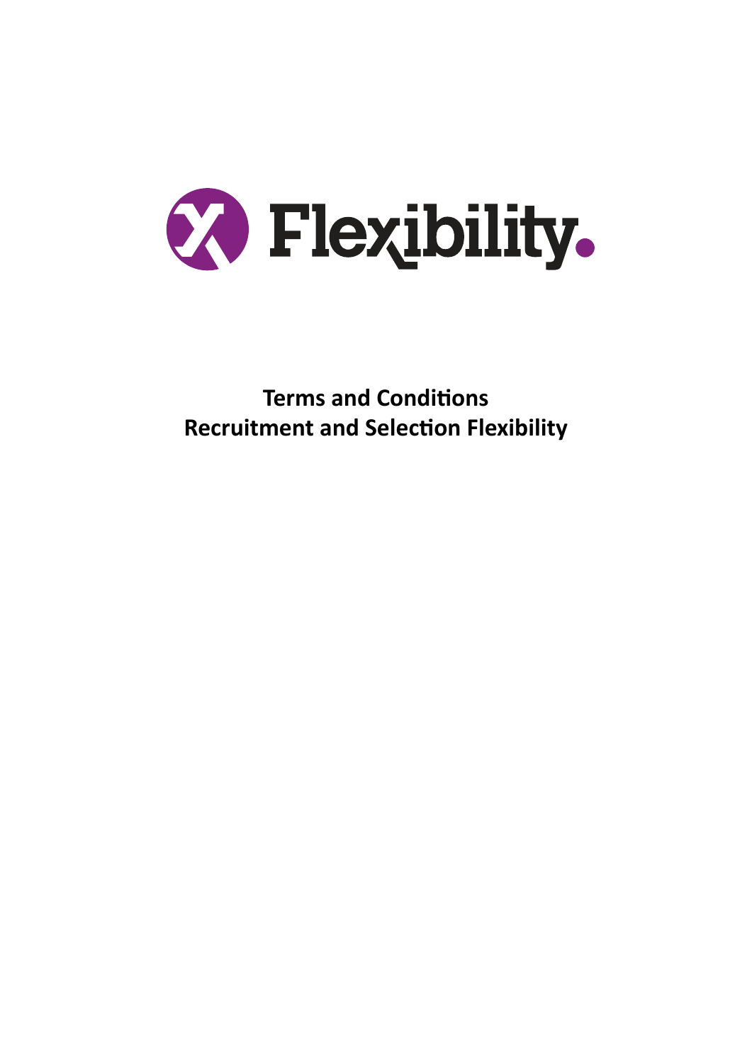Flexibility.

**Terms and Conditions**
**Recruitment and Selection Flexibility**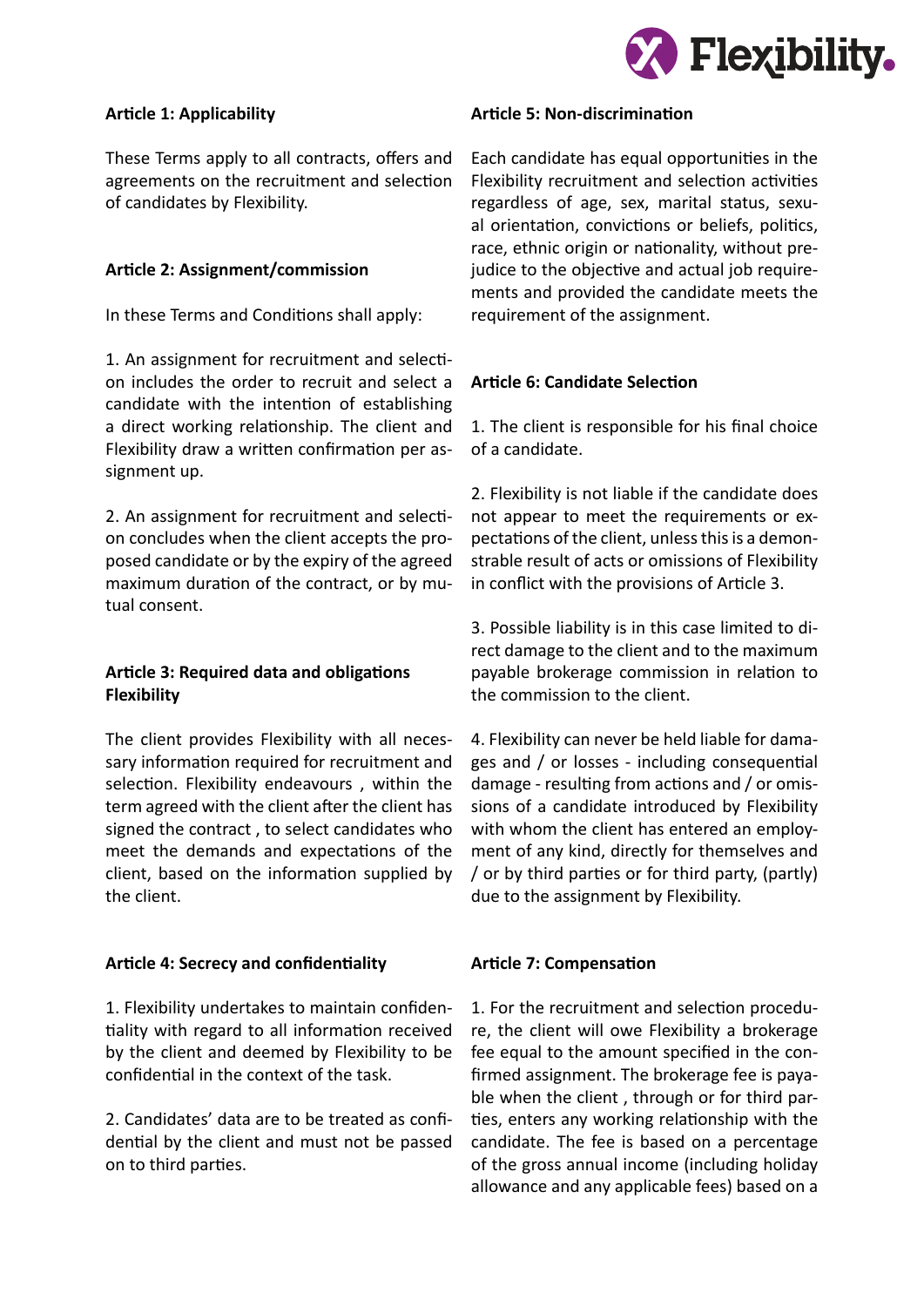## Article 1: Applicability

These Terms apply to all contracts, offers and agreements on the recruitment and selection of candidates by Flexibility.

## Article 2: Assignment/commission

In these Terms and Conditions shall apply:

1. An assignment for recruitment and selection includes the order to recruit and select a candidate with the intention of establishing a direct working relationship. The client and Flexibility draw a written confirmation per assignment up.

2. An assignment for recruitment and selection concludes when the client accepts the proposed candidate or by the expiry of the agreed maximum duration of the contract, or by mutual consent.

## Article 3: Required data and obligations Flexibility

The client provides Flexibility with all necessary information required for recruitment and selection. Flexibility endeavours , within the term agreed with the client after the client has signed the contract , to select candidates who meet the demands and expectations of the client, based on the information supplied by the client.

## Article 4: Secrecy and confidentiality

1. Flexibility undertakes to maintain confidentiality with regard to all information received by the client and deemed by Flexibility to be confidential in the context of the task.

2. Candidates' data are to be treated as confidential by the client and must not be passed on to third parties.

## Article 5: Non-discrimination

Each candidate has equal opportunities in the Flexibility recruitment and selection activities regardless of age, sex, marital status, sexual orientation, convictions or beliefs, politics, race, ethnic origin or nationality, without prejudice to the objective and actual job requirements and provided the candidate meets the requirement of the assignment.

## Article 6: Candidate Selection

1. The client is responsible for his final choice of a candidate.

2. Flexibility is not liable if the candidate does not appear to meet the requirements or expectations of the client, unless this is a demonstrable result of acts or omissions of Flexibility in conflict with the provisions of Article 3.

3. Possible liability is in this case limited to direct damage to the client and to the maximum payable brokerage commission in relation to the commission to the client.

4. Flexibility can never be held liable for damages and / or losses - including consequential damage - resulting from actions and / or omissions of a candidate introduced by Flexibility with whom the client has entered an employment of any kind, directly for themselves and / or by third parties or for third party, (partly) due to the assignment by Flexibility.

## Article 7: Compensation

1. For the recruitment and selection procedure, the client will owe Flexibility a brokerage fee equal to the amount specified in the confirmed assignment. The brokerage fee is payable when the client , through or for third parties, enters any working relationship with the candidate. The fee is based on a percentage of the gross annual income (including holiday allowance and any applicable fees) based on a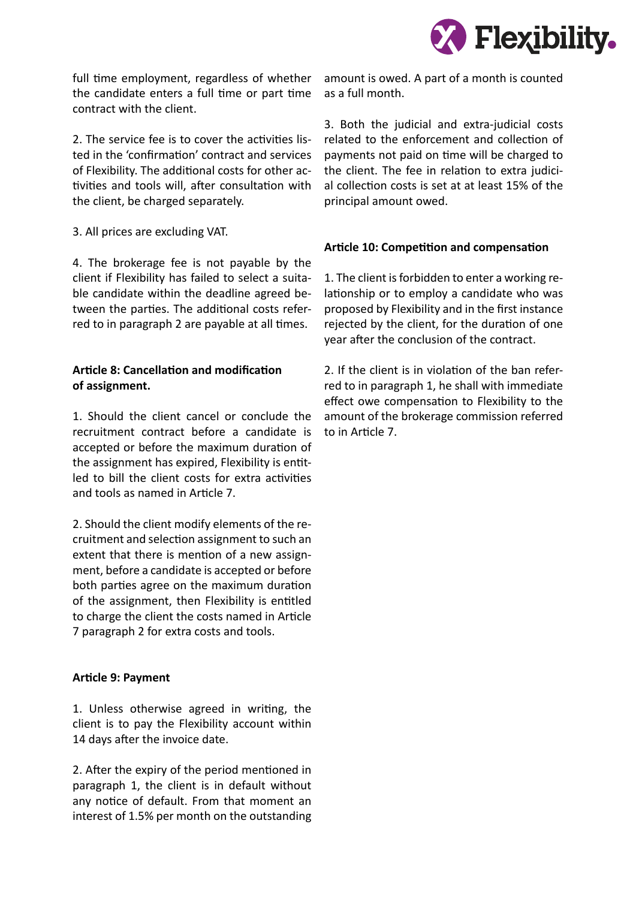full time employment, regardless of whether the candidate enters a full time or part time contract with the client.

2. The service fee is to cover the activities listed in the 'confirmation' contract and services of Flexibility. The additional costs for other activities and tools will, after consultation with the client, be charged separately.

3. All prices are excluding VAT.

4. The brokerage fee is not payable by the client if Flexibility has failed to select a suitable candidate within the deadline agreed between the parties. The additional costs referred to in paragraph 2 are payable at all times.

#### Article 8: Cancellation and modification of assignment.

1. Should the client cancel or conclude the recruitment contract before a candidate is accepted or before the maximum duration of the assignment has expired, Flexibility is entitled to bill the client costs for extra activities and tools as named in Article 7.

2. Should the client modify elements of the recruitment and selection assignment to such an extent that there is mention of a new assignment, before a candidate is accepted or before both parties agree on the maximum duration of the assignment, then Flexibility is entitled to charge the client the costs named in Article 7 paragraph 2 for extra costs and tools.

#### Article 9: Payment

1. Unless otherwise agreed in writing, the client is to pay the Flexibility account within 14 days after the invoice date.

2. After the expiry of the period mentioned in paragraph 1, the client is in default without any notice of default. From that moment an interest of 1.5% per month on the outstanding amount is owed. A part of a month is counted as a full month.

3. Both the judicial and extra-judicial costs related to the enforcement and collection of payments not paid on time will be charged to the client. The fee in relation to extra judicial collection costs is set at at least 15% of the principal amount owed.

#### Article 10: Competition and compensation

1. The client is forbidden to enter a working relationship or to employ a candidate who was proposed by Flexibility and in the first instance rejected by the client, for the duration of one year after the conclusion of the contract.

2. If the client is in violation of the ban referred to in paragraph 1, he shall with immediate effect owe compensation to Flexibility to the amount of the brokerage commission referred to in Article 7.